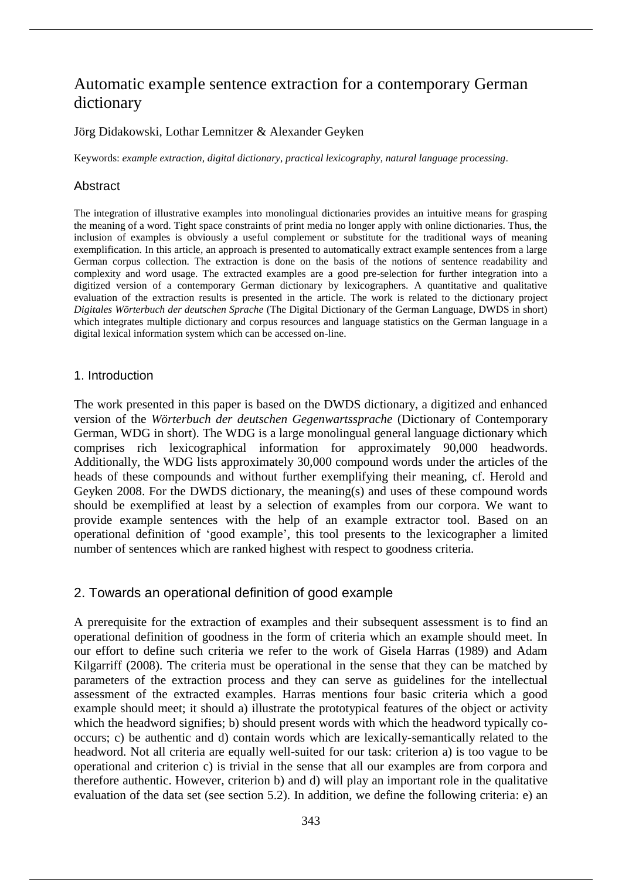# Automatic example sentence extraction for a contemporary German dictionary

Jörg Didakowski, Lothar Lemnitzer & Alexander Geyken

Keywords: *example extraction*, *digital dictionary*, *practical lexicography*, *natural language processing*.

## Abstract

The integration of illustrative examples into monolingual dictionaries provides an intuitive means for grasping the meaning of a word. Tight space constraints of print media no longer apply with online dictionaries. Thus, the inclusion of examples is obviously a useful complement or substitute for the traditional ways of meaning exemplification. In this article, an approach is presented to automatically extract example sentences from a large German corpus collection. The extraction is done on the basis of the notions of sentence readability and complexity and word usage. The extracted examples are a good pre-selection for further integration into a digitized version of a contemporary German dictionary by lexicographers. A quantitative and qualitative evaluation of the extraction results is presented in the article. The work is related to the dictionary project *Digitales Wörterbuch der deutschen Sprache* (The Digital Dictionary of the German Language, DWDS in short) which integrates multiple dictionary and corpus resources and language statistics on the German language in a digital lexical information system which can be accessed on-line.

## 1. Introduction

The work presented in this paper is based on the DWDS dictionary, a digitized and enhanced version of the *Wörterbuch der deutschen Gegenwartssprache* (Dictionary of Contemporary German, WDG in short). The WDG is a large monolingual general language dictionary which comprises rich lexicographical information for approximately 90,000 headwords. Additionally, the WDG lists approximately 30,000 compound words under the articles of the heads of these compounds and without further exemplifying their meaning, cf. Herold and Geyken 2008. For the DWDS dictionary, the meaning(s) and uses of these compound words should be exemplified at least by a selection of examples from our corpora. We want to provide example sentences with the help of an example extractor tool. Based on an operational definition of 'good example', this tool presents to the lexicographer a limited number of sentences which are ranked highest with respect to goodness criteria.

## 2. Towards an operational definition of good example

A prerequisite for the extraction of examples and their subsequent assessment is to find an operational definition of goodness in the form of criteria which an example should meet. In our effort to define such criteria we refer to the work of Gisela Harras (1989) and Adam Kilgarriff (2008). The criteria must be operational in the sense that they can be matched by parameters of the extraction process and they can serve as guidelines for the intellectual assessment of the extracted examples. Harras mentions four basic criteria which a good example should meet; it should a) illustrate the prototypical features of the object or activity which the headword signifies; b) should present words with which the headword typically co-occurs; c) be authentic and d) contain words which are lexically-semantically related to the headword. Not all criteria are equally well-suited for our task: criterion a) is too vague to be operational and criterion c) is trivial in the sense that all our examples are from corpora and therefore authentic. However, criterion b) and d) will play an important role in the qualitative evaluation of the data set (see section 5.2). In addition, we define the following criteria: e) an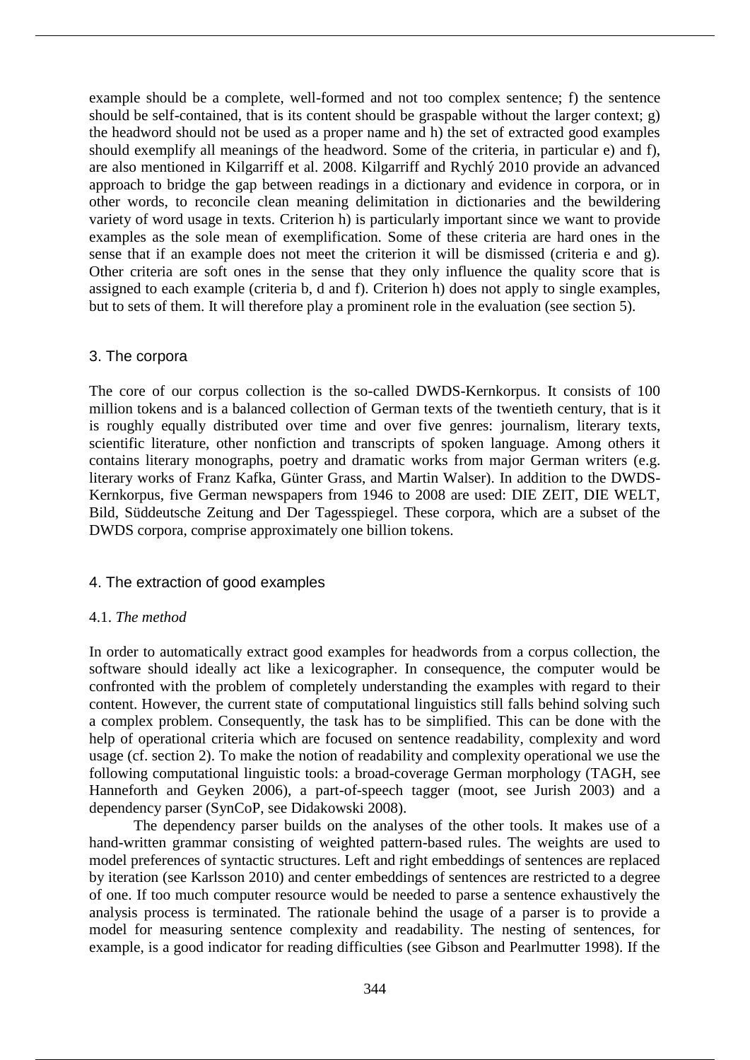example should be a complete, well-formed and not too complex sentence; f) the sentence should be self-contained, that is its content should be graspable without the larger context; g) the headword should not be used as a proper name and h) the set of extracted good examples should exemplify all meanings of the headword. Some of the criteria, in particular e) and f), are also mentioned in Kilgarriff et al. 2008. Kilgarriff and Rychlý 2010 provide an advanced approach to bridge the gap between readings in a dictionary and evidence in corpora, or in other words, to reconcile clean meaning delimitation in dictionaries and the bewildering variety of word usage in texts. Criterion h) is particularly important since we want to provide examples as the sole mean of exemplification. Some of these criteria are hard ones in the sense that if an example does not meet the criterion it will be dismissed (criteria e and g). Other criteria are soft ones in the sense that they only influence the quality score that is assigned to each example (criteria b, d and f). Criterion h) does not apply to single examples, but to sets of them. It will therefore play a prominent role in the evaluation (see section 5).

## 3. The corpora

The core of our corpus collection is the so-called DWDS-Kernkorpus. It consists of 100 million tokens and is a balanced collection of German texts of the twentieth century, that is it is roughly equally distributed over time and over five genres: journalism, literary texts, scientific literature, other nonfiction and transcripts of spoken language. Among others it contains literary monographs, poetry and dramatic works from major German writers (e.g. literary works of Franz Kafka, Günter Grass, and Martin Walser). In addition to the DWDS-Kernkorpus, five German newspapers from 1946 to 2008 are used: DIE ZEIT, DIE WELT, Bild, Süddeutsche Zeitung and Der Tagesspiegel. These corpora, which are a subset of the DWDS corpora, comprise approximately one billion tokens.

## 4. The extraction of good examples

### 4.1. *The method*

In order to automatically extract good examples for headwords from a corpus collection, the software should ideally act like a lexicographer. In consequence, the computer would be confronted with the problem of completely understanding the examples with regard to their content. However, the current state of computational linguistics still falls behind solving such a complex problem. Consequently, the task has to be simplified. This can be done with the help of operational criteria which are focused on sentence readability, complexity and word usage (cf. section 2). To make the notion of readability and complexity operational we use the following computational linguistic tools: a broad-coverage German morphology (TAGH, see Hanneforth and Geyken 2006), a part-of-speech tagger (moot, see Jurish 2003) and a dependency parser (SynCoP, see Didakowski 2008).

The dependency parser builds on the analyses of the other tools. It makes use of a hand-written grammar consisting of weighted pattern-based rules. The weights are used to model preferences of syntactic structures. Left and right embeddings of sentences are replaced by iteration (see Karlsson 2010) and center embeddings of sentences are restricted to a degree of one. If too much computer resource would be needed to parse a sentence exhaustively the analysis process is terminated. The rationale behind the usage of a parser is to provide a model for measuring sentence complexity and readability. The nesting of sentences, for example, is a good indicator for reading difficulties (see Gibson and Pearlmutter 1998). If the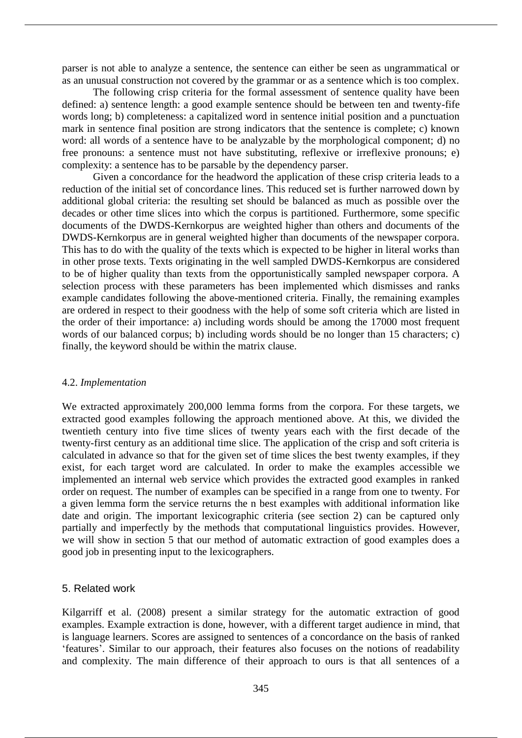parser is not able to analyze a sentence, the sentence can either be seen as ungrammatical or as an unusual construction not covered by the grammar or as a sentence which is too complex.

The following crisp criteria for the formal assessment of sentence quality have been defined: a) sentence length: a good example sentence should be between ten and twenty-fife words long; b) completeness: a capitalized word in sentence initial position and a punctuation mark in sentence final position are strong indicators that the sentence is complete; c) known word: all words of a sentence have to be analyzable by the morphological component; d) no free pronouns: a sentence must not have substituting, reflexive or irreflexive pronouns; e) complexity: a sentence has to be parsable by the dependency parser.

Given a concordance for the headword the application of these crisp criteria leads to a reduction of the initial set of concordance lines. This reduced set is further narrowed down by additional global criteria: the resulting set should be balanced as much as possible over the decades or other time slices into which the corpus is partitioned. Furthermore, some specific documents of the DWDS-Kernkorpus are weighted higher than others and documents of the DWDS-Kernkorpus are in general weighted higher than documents of the newspaper corpora. This has to do with the quality of the texts which is expected to be higher in literal works than in other prose texts. Texts originating in the well sampled DWDS-Kernkorpus are considered to be of higher quality than texts from the opportunistically sampled newspaper corpora. A selection process with these parameters has been implemented which dismisses and ranks example candidates following the above-mentioned criteria. Finally, the remaining examples are ordered in respect to their goodness with the help of some soft criteria which are listed in the order of their importance: a) including words should be among the 17000 most frequent words of our balanced corpus; b) including words should be no longer than 15 characters; c) finally, the keyword should be within the matrix clause.

### 4.2. *Implementation*

We extracted approximately 200,000 lemma forms from the corpora. For these targets, we extracted good examples following the approach mentioned above. At this, we divided the twentieth century into five time slices of twenty years each with the first decade of the twenty-first century as an additional time slice. The application of the crisp and soft criteria is calculated in advance so that for the given set of time slices the best twenty examples, if they exist, for each target word are calculated. In order to make the examples accessible we implemented an internal web service which provides the extracted good examples in ranked order on request. The number of examples can be specified in a range from one to twenty. For a given lemma form the service returns the n best examples with additional information like date and origin. The important lexicographic criteria (see section 2) can be captured only partially and imperfectly by the methods that computational linguistics provides. However, we will show in section 5 that our method of automatic extraction of good examples does a good job in presenting input to the lexicographers.

## 5. Related work

Kilgarriff et al. (2008) present a similar strategy for the automatic extraction of good examples. Example extraction is done, however, with a different target audience in mind, that is language learners. Scores are assigned to sentences of a concordance on the basis of ranked 'features'. Similar to our approach, their features also focuses on the notions of readability and complexity. The main difference of their approach to ours is that all sentences of a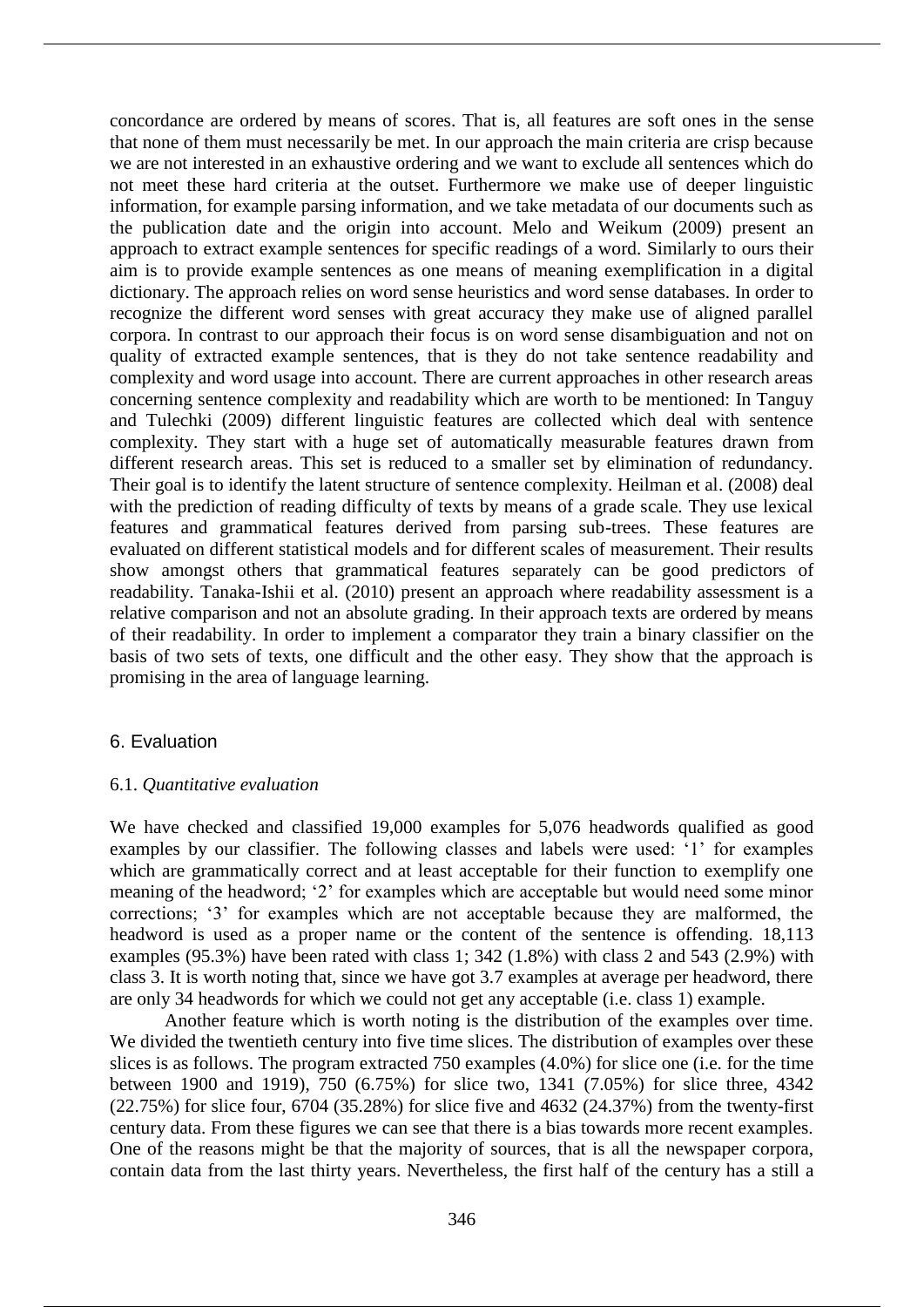concordance are ordered by means of scores. That is, all features are soft ones in the sense that none of them must necessarily be met. In our approach the main criteria are crisp because we are not interested in an exhaustive ordering and we want to exclude all sentences which do not meet these hard criteria at the outset. Furthermore we make use of deeper linguistic information, for example parsing information, and we take metadata of our documents such as the publication date and the origin into account. Melo and Weikum (2009) present an approach to extract example sentences for specific readings of a word. Similarly to ours their aim is to provide example sentences as one means of meaning exemplification in a digital dictionary. The approach relies on word sense heuristics and word sense databases. In order to recognize the different word senses with great accuracy they make use of aligned parallel corpora. In contrast to our approach their focus is on word sense disambiguation and not on quality of extracted example sentences, that is they do not take sentence readability and complexity and word usage into account. There are current approaches in other research areas concerning sentence complexity and readability which are worth to be mentioned: In Tanguy and Tulechki (2009) different linguistic features are collected which deal with sentence complexity. They start with a huge set of automatically measurable features drawn from different research areas. This set is reduced to a smaller set by elimination of redundancy. Their goal is to identify the latent structure of sentence complexity. Heilman et al. (2008) deal with the prediction of reading difficulty of texts by means of a grade scale. They use lexical features and grammatical features derived from parsing sub-trees. These features are evaluated on different statistical models and for different scales of measurement. Their results show amongst others that grammatical features separately can be good predictors of readability. Tanaka-Ishii et al. (2010) present an approach where readability assessment is a relative comparison and not an absolute grading. In their approach texts are ordered by means of their readability. In order to implement a comparator they train a binary classifier on the basis of two sets of texts, one difficult and the other easy. They show that the approach is promising in the area of language learning.

## 6. Evaluation

### 6.1. *Quantitative evaluation*

We have checked and classified 19,000 examples for 5,076 headwords qualified as good examples by our classifier. The following classes and labels were used: '1' for examples which are grammatically correct and at least acceptable for their function to exemplify one meaning of the headword; '2' for examples which are acceptable but would need some minor corrections; '3' for examples which are not acceptable because they are malformed, the headword is used as a proper name or the content of the sentence is offending. 18,113 examples (95.3%) have been rated with class 1; 342 (1.8%) with class 2 and 543 (2.9%) with class 3. It is worth noting that, since we have got 3.7 examples at average per headword, there are only 34 headwords for which we could not get any acceptable (i.e. class 1) example.

Another feature which is worth noting is the distribution of the examples over time. We divided the twentieth century into five time slices. The distribution of examples over these slices is as follows. The program extracted 750 examples (4.0%) for slice one (i.e. for the time between 1900 and 1919), 750 (6.75%) for slice two, 1341 (7.05%) for slice three, 4342 (22.75%) for slice four, 6704 (35.28%) for slice five and 4632 (24.37%) from the twenty-first century data. From these figures we can see that there is a bias towards more recent examples. One of the reasons might be that the majority of sources, that is all the newspaper corpora, contain data from the last thirty years. Nevertheless, the first half of the century has a still a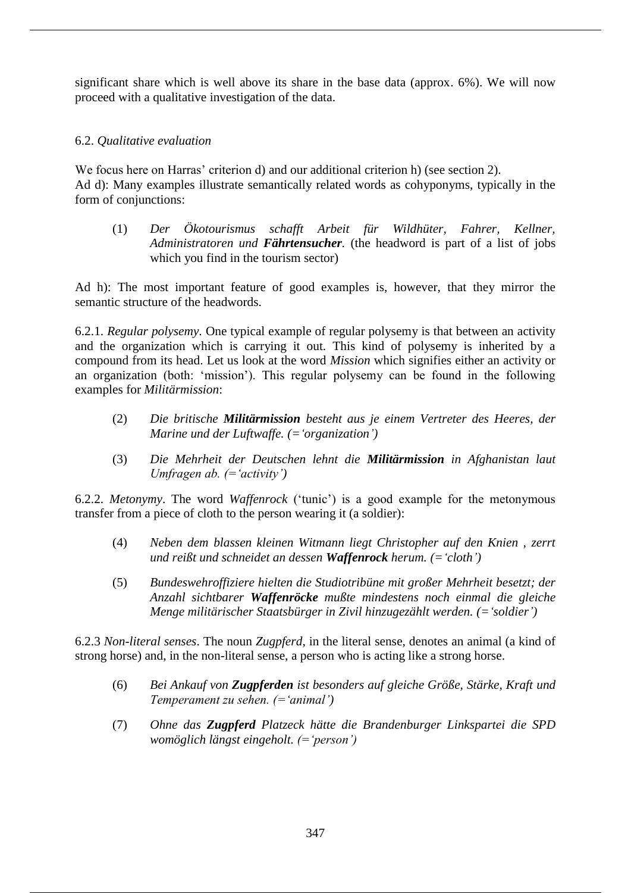significant share which is well above its share in the base data (approx. 6%). We will now proceed with a qualitative investigation of the data.

### 6.2. *Qualitative evaluation*

We focus here on Harras' criterion d) and our additional criterion h) (see section 2).
Ad d): Many examples illustrate semantically related words as cohyponyms, typically in the form of conjunctions:

(1) *Der Ökotourismus schafft Arbeit für Wildhüter, Fahrer, Kellner, Administratoren und **Fährtensucher**.* (the headword is part of a list of jobs which you find in the tourism sector)

Ad h): The most important feature of good examples is, however, that they mirror the semantic structure of the headwords.

6.2.1. *Regular polysemy*. One typical example of regular polysemy is that between an activity and the organization which is carrying it out. This kind of polysemy is inherited by a compound from its head. Let us look at the word *Mission* which signifies either an activity or an organization (both: 'mission'). This regular polysemy can be found in the following examples for *Militärmission*:

(2) *Die britische **Militärmission** besteht aus je einem Vertreter des Heeres, der Marine und der Luftwaffe. (='organization')*

(3) *Die Mehrheit der Deutschen lehnt die **Militärmission** in Afghanistan laut Umfragen ab. (='activity')*

6.2.2. *Metonymy*. The word *Waffenrock* ('tunic') is a good example for the metonymous transfer from a piece of cloth to the person wearing it (a soldier):

(4) *Neben dem blassen kleinen Witmann liegt Christopher auf den Knien , zerrt und reißt und schneidet an dessen **Waffenrock** herum. (='cloth')*

(5) *Bundeswehroffiziere hielten die Studiotribüne mit großer Mehrheit besetzt; der Anzahl sichtbarer **Waffenröcke** mußte mindestens noch einmal die gleiche Menge militärischer Staatsbürger in Zivil hinzugezählt werden. (='soldier')*

6.2.3 *Non-literal senses*. The noun *Zugpferd*, in the literal sense, denotes an animal (a kind of strong horse) and, in the non-literal sense, a person who is acting like a strong horse.

(6) *Bei Ankauf von **Zugpferden** ist besonders auf gleiche Größe, Stärke, Kraft und Temperament zu sehen. (='animal')*

(7) *Ohne das **Zugpferd** Platzeck hätte die Brandenburger Linkspartei die SPD womöglich längst eingeholt. (='person')*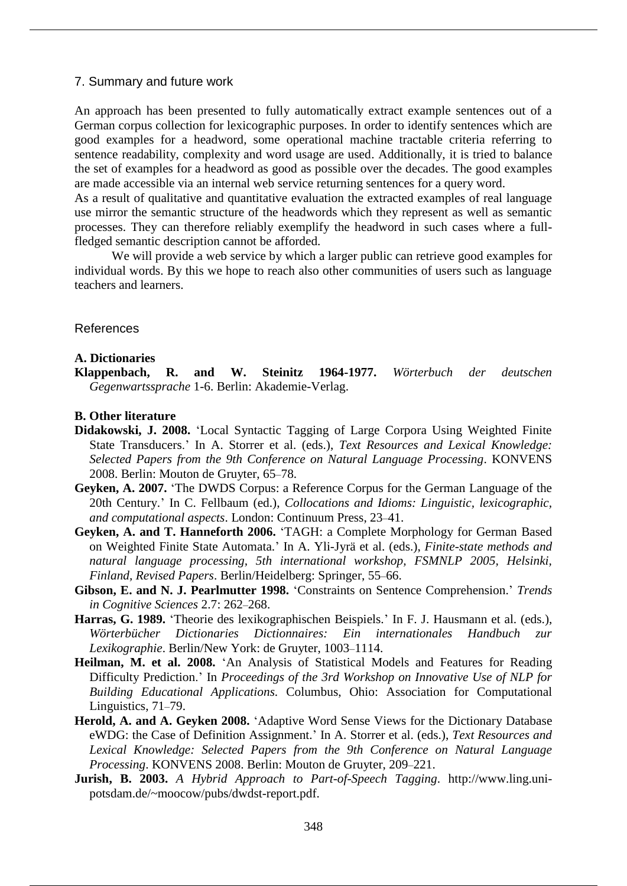## 7. Summary and future work

An approach has been presented to fully automatically extract example sentences out of a German corpus collection for lexicographic purposes. In order to identify sentences which are good examples for a headword, some operational machine tractable criteria referring to sentence readability, complexity and word usage are used. Additionally, it is tried to balance the set of examples for a headword as good as possible over the decades. The good examples are made accessible via an internal web service returning sentences for a query word.

As a result of qualitative and quantitative evaluation the extracted examples of real language use mirror the semantic structure of the headwords which they represent as well as semantic processes. They can therefore reliably exemplify the headword in such cases where a full-fledged semantic description cannot be afforded.

We will provide a web service by which a larger public can retrieve good examples for individual words. By this we hope to reach also other communities of users such as language teachers and learners.

## References

### A. Dictionaries

**Klappenbach, R. and W. Steinitz 1964-1977.** *Wörterbuch der deutschen Gegenwartssprache* 1-6. Berlin: Akademie-Verlag.

### B. Other literature

**Didakowski, J. 2008.** 'Local Syntactic Tagging of Large Corpora Using Weighted Finite State Transducers.' In A. Storrer et al. (eds.), *Text Resources and Lexical Knowledge: Selected Papers from the 9th Conference on Natural Language Processing*. KONVENS 2008. Berlin: Mouton de Gruyter, 65–78.

**Geyken, A. 2007.** 'The DWDS Corpus: a Reference Corpus for the German Language of the 20th Century.' In C. Fellbaum (ed.), *Collocations and Idioms: Linguistic, lexicographic, and computational aspects*. London: Continuum Press, 23–41.

**Geyken, A. and T. Hanneforth 2006.** 'TAGH: a Complete Morphology for German Based on Weighted Finite State Automata.' In A. Yli-Jyrä et al. (eds.), *Finite-state methods and natural language processing, 5th international workshop, FSMNLP 2005, Helsinki, Finland, Revised Papers*. Berlin/Heidelberg: Springer, 55–66.

**Gibson, E. and N. J. Pearlmutter 1998.** 'Constraints on Sentence Comprehension.' *Trends in Cognitive Sciences* 2.7: 262–268.

**Harras, G. 1989.** 'Theorie des lexikographischen Beispiels.' In F. J. Hausmann et al. (eds.), *Wörterbücher Dictionaries Dictionnaires: Ein internationales Handbuch zur Lexikographie*. Berlin/New York: de Gruyter, 1003–1114.

**Heilman, M. et al. 2008.** 'An Analysis of Statistical Models and Features for Reading Difficulty Prediction.' In *Proceedings of the 3rd Workshop on Innovative Use of NLP for Building Educational Applications.* Columbus, Ohio: Association for Computational Linguistics, 71–79.

**Herold, A. and A. Geyken 2008.** 'Adaptive Word Sense Views for the Dictionary Database eWDG: the Case of Definition Assignment.' In A. Storrer et al. (eds.), *Text Resources and Lexical Knowledge: Selected Papers from the 9th Conference on Natural Language Processing*. KONVENS 2008. Berlin: Mouton de Gruyter, 209–221.

**Jurish, B. 2003.** *A Hybrid Approach to Part-of-Speech Tagging*. http://www.ling.uni-potsdam.de/~moocow/pubs/dwdst-report.pdf.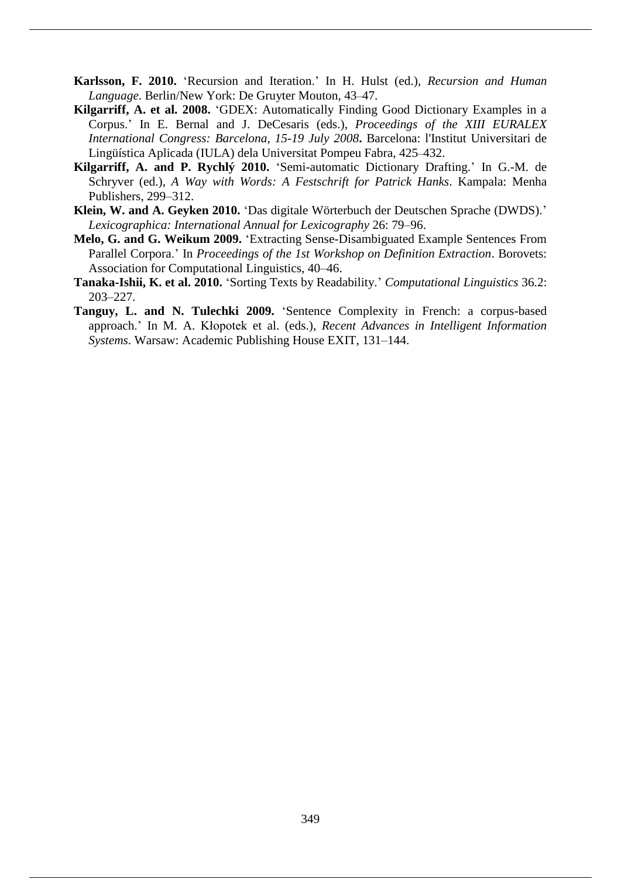**Karlsson, F. 2010.** 'Recursion and Iteration.' In H. Hulst (ed.), *Recursion and Human Language*. Berlin/New York: De Gruyter Mouton, 43–47.

**Kilgarriff, A. et al. 2008.** 'GDEX: Automatically Finding Good Dictionary Examples in a Corpus.' In E. Bernal and J. DeCesaris (eds.), *Proceedings of the XIII EURALEX International Congress: Barcelona, 15-19 July 2008***.** Barcelona: l'Institut Universitari de Lingüística Aplicada (IULA) dela Universitat Pompeu Fabra, 425–432.

**Kilgarriff, A. and P. Rychlý 2010.** 'Semi-automatic Dictionary Drafting.' In G.-M. de Schryver (ed.), *A Way with Words: A Festschrift for Patrick Hanks*. Kampala: Menha Publishers, 299–312.

**Klein, W. and A. Geyken 2010.** 'Das digitale Wörterbuch der Deutschen Sprache (DWDS).' *Lexicographica: International Annual for Lexicography* 26: 79–96.

**Melo, G. and G. Weikum 2009.** 'Extracting Sense-Disambiguated Example Sentences From Parallel Corpora.' In *Proceedings of the 1st Workshop on Definition Extraction*. Borovets: Association for Computational Linguistics, 40–46.

**Tanaka-Ishii, K. et al. 2010.** 'Sorting Texts by Readability.' *Computational Linguistics* 36.2: 203–227.

**Tanguy, L. and N. Tulechki 2009.** 'Sentence Complexity in French: a corpus-based approach.' In M. A. Kłopotek et al. (eds.), *Recent Advances in Intelligent Information Systems*. Warsaw: Academic Publishing House EXIT, 131–144.